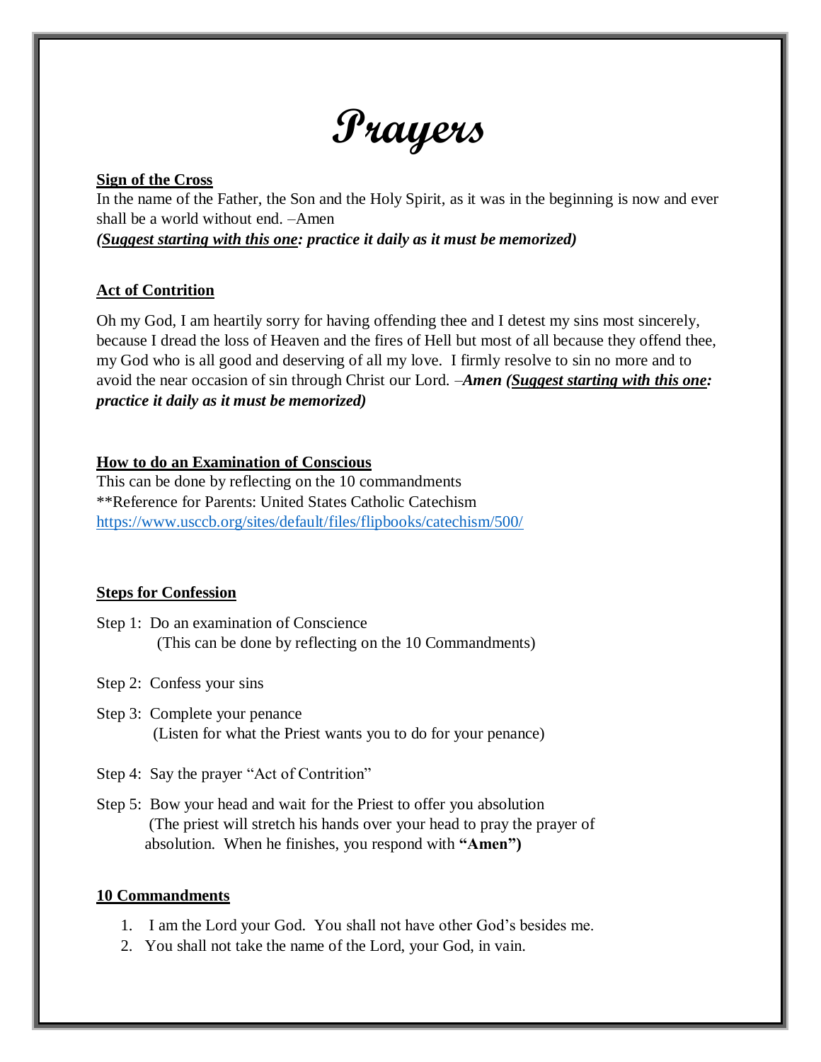# Prayers

**Sign of the Cross**

In the name of the Father, the Son and the Holy Spirit, as it was in the beginning is now and ever shall be a world without end. –Amen

***(Suggest starting with this one: practice it daily as it must be memorized)***

**Act of Contrition**

Oh my God, I am heartily sorry for having offending thee and I detest my sins most sincerely, because I dread the loss of Heaven and the fires of Hell but most of all because they offend thee, my God who is all good and deserving of all my love. I firmly resolve to sin no more and to avoid the near occasion of sin through Christ our Lord. –***Amen (Suggest starting with this one: practice it daily as it must be memorized)***

**How to do an Examination of Conscious**

This can be done by reflecting on the 10 commandments

**Reference for Parents: United States Catholic Catechism

https://www.usccb.org/sites/default/files/flipbooks/catechism/500/

**Steps for Confession**

Step 1: Do an examination of Conscience
(This can be done by reflecting on the 10 Commandments)

Step 2: Confess your sins

Step 3: Complete your penance
(Listen for what the Priest wants you to do for your penance)

Step 4: Say the prayer "Act of Contrition"

Step 5: Bow your head and wait for the Priest to offer you absolution
(The priest will stretch his hands over your head to pray the prayer of absolution. When he finishes, you respond with **"Amen")**

**10 Commandments**

1. I am the Lord your God. You shall not have other God's besides me.
2. You shall not take the name of the Lord, your God, in vain.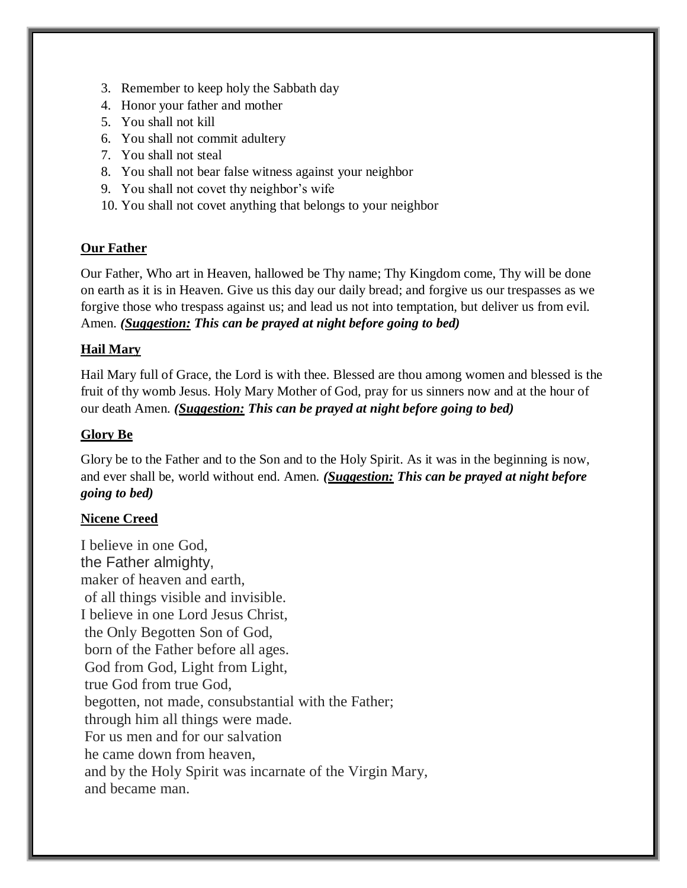3. Remember to keep holy the Sabbath day
4. Honor your father and mother
5. You shall not kill
6. You shall not commit adultery
7. You shall not steal
8. You shall not bear false witness against your neighbor
9. You shall not covet thy neighbor's wife
10. You shall not covet anything that belongs to your neighbor

**Our Father**

Our Father, Who art in Heaven, hallowed be Thy name; Thy Kingdom come, Thy will be done on earth as it is in Heaven. Give us this day our daily bread; and forgive us our trespasses as we forgive those who trespass against us; and lead us not into temptation, but deliver us from evil. Amen. ***(Suggestion:** This can be prayed at night before going to bed)*

**Hail Mary**

Hail Mary full of Grace, the Lord is with thee. Blessed are thou among women and blessed is the fruit of thy womb Jesus. Holy Mary Mother of God, pray for us sinners now and at the hour of our death Amen. ***(Suggestion:** This can be prayed at night before going to bed)*

**Glory Be**

Glory be to the Father and to the Son and to the Holy Spirit. As it was in the beginning is now, and ever shall be, world without end. Amen. ***(Suggestion:** This can be prayed at night before going to bed)*

**Nicene Creed**

I believe in one God,
the Father almighty,
maker of heaven and earth,
of all things visible and invisible.
I believe in one Lord Jesus Christ,
the Only Begotten Son of God,
born of the Father before all ages.
God from God, Light from Light,
true God from true God,
begotten, not made, consubstantial with the Father;
through him all things were made.
For us men and for our salvation
he came down from heaven,
and by the Holy Spirit was incarnate of the Virgin Mary,
and became man.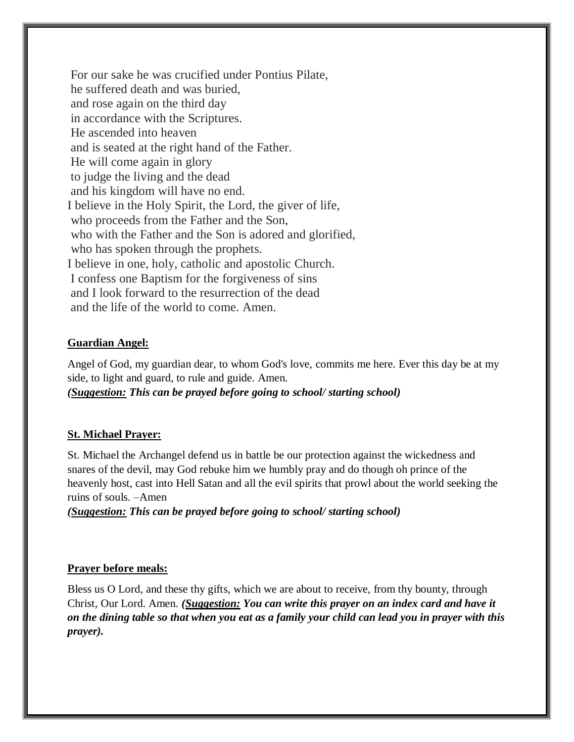For our sake he was crucified under Pontius Pilate,
he suffered death and was buried,
and rose again on the third day
in accordance with the Scriptures.
He ascended into heaven
and is seated at the right hand of the Father.
He will come again in glory
to judge the living and the dead
and his kingdom will have no end.
I believe in the Holy Spirit, the Lord, the giver of life,
who proceeds from the Father and the Son,
who with the Father and the Son is adored and glorified,
who has spoken through the prophets.
I believe in one, holy, catholic and apostolic Church.
I confess one Baptism for the forgiveness of sins
and I look forward to the resurrection of the dead
and the life of the world to come. Amen.

**Guardian Angel:**

Angel of God, my guardian dear, to whom God's love, commits me here. Ever this day be at my side, to light and guard, to rule and guide. Amen.
***(Suggestion: This can be prayed before going to school/ starting school)***

**St. Michael Prayer:**

St. Michael the Archangel defend us in battle be our protection against the wickedness and snares of the devil, may God rebuke him we humbly pray and do though oh prince of the heavenly host, cast into Hell Satan and all the evil spirits that prowl about the world seeking the ruins of souls. –Amen
***(Suggestion: This can be prayed before going to school/ starting school)***

**Prayer before meals:**

Bless us O Lord, and these thy gifts, which we are about to receive, from thy bounty, through Christ, Our Lord. Amen. ***(Suggestion: You can write this prayer on an index card and have it on the dining table so that when you eat as a family your child can lead you in prayer with this prayer).***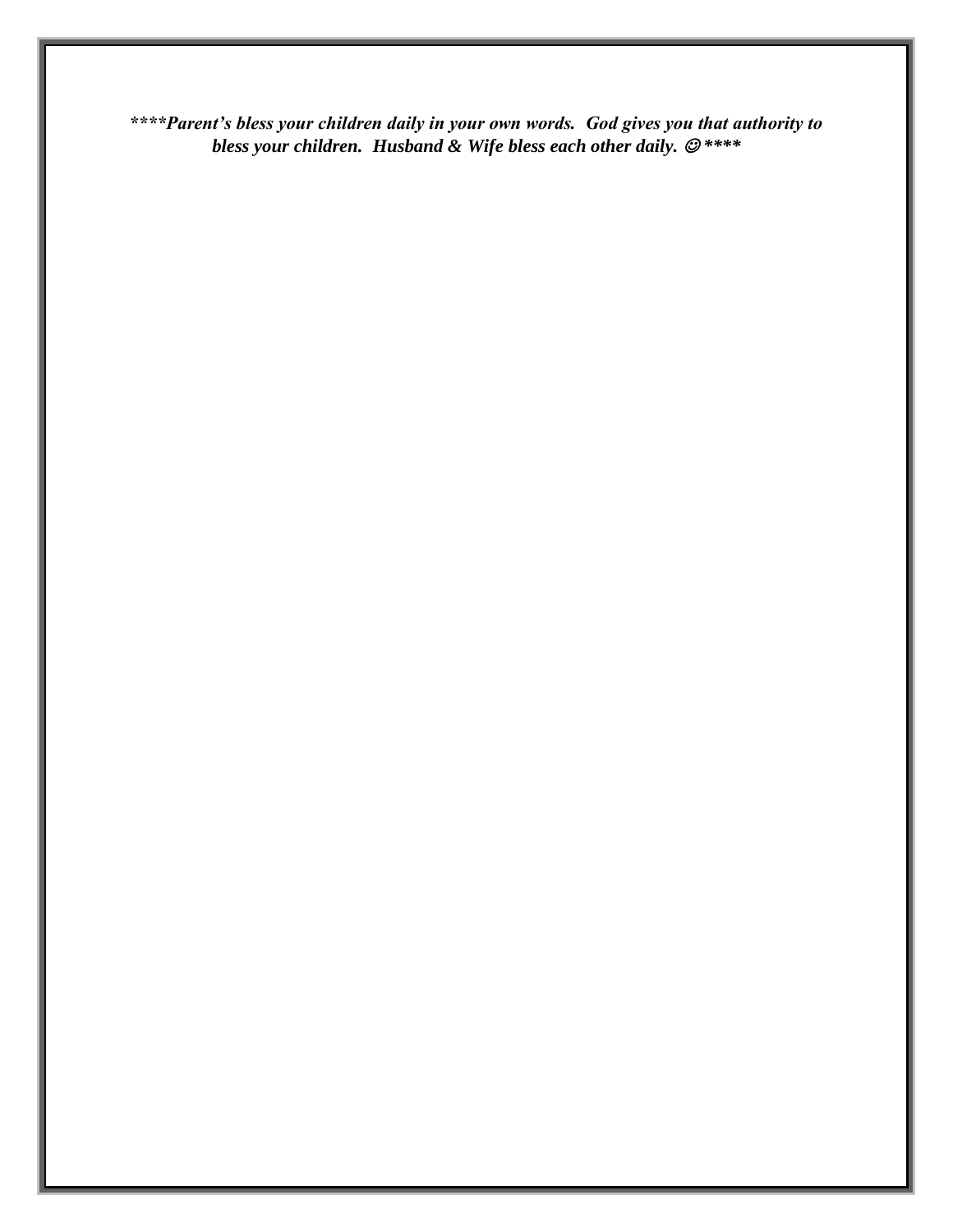***\*\*\*\*Parent's bless your children daily in your own words. God gives you that authority to bless your children. Husband & Wife bless each other daily. ☺\*\*\*\****

*****Parent's bless your children daily in your own words. God gives you that authority to bless your children. Husband & Wife bless each other daily. ☺*****